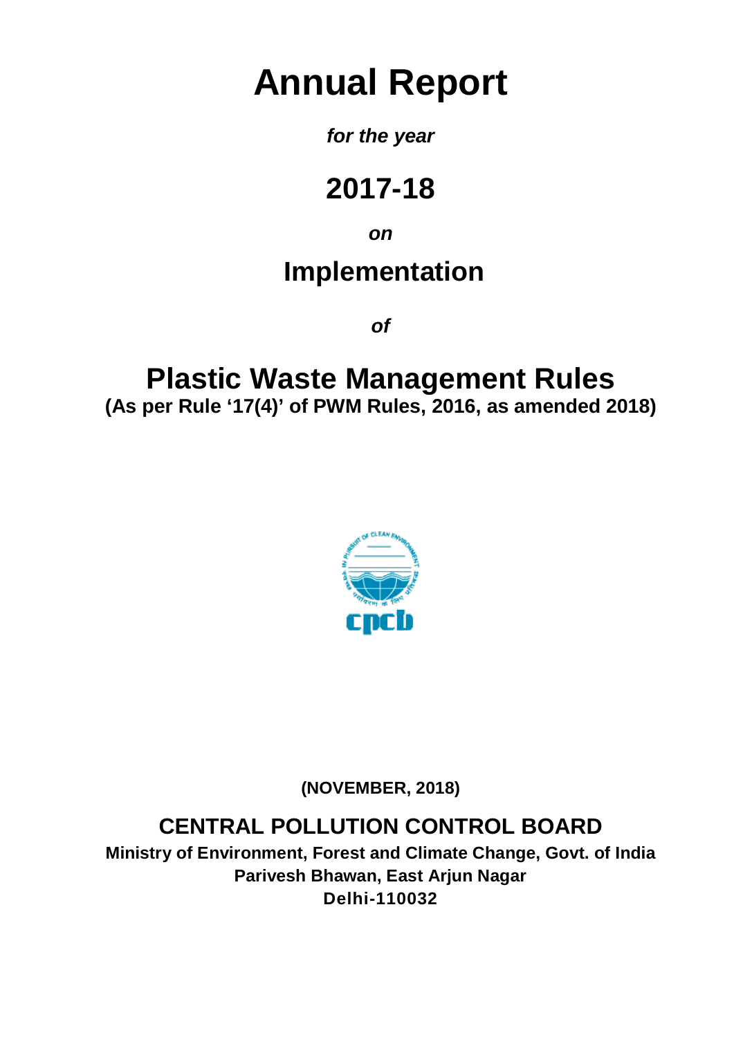# Annual Report

***for the year***

## 2017-18

***on***

## Implementation

***of***

# Plastic Waste Management Rules

**(As per Rule '17(4)' of PWM Rules, 2016, as amended 2018)**

**(NOVEMBER, 2018)**

## CENTRAL POLLUTION CONTROL BOARD

**Ministry of Environment, Forest and Climate Change, Govt. of India**
**Parivesh Bhawan, East Arjun Nagar**
**Delhi-110032**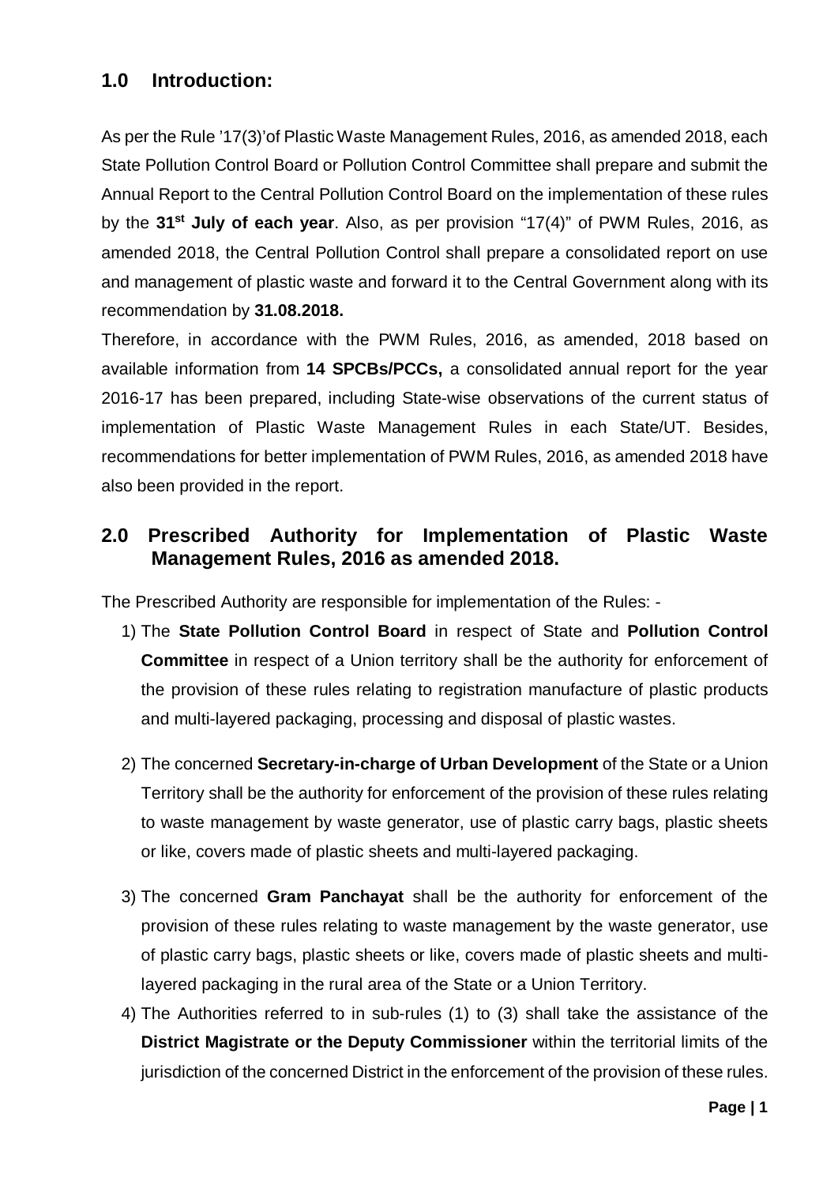## 1.0 Introduction:

As per the Rule '17(3)'of Plastic Waste Management Rules, 2016, as amended 2018, each State Pollution Control Board or Pollution Control Committee shall prepare and submit the Annual Report to the Central Pollution Control Board on the implementation of these rules by the **31st July of each year**. Also, as per provision "17(4)" of PWM Rules, 2016, as amended 2018, the Central Pollution Control shall prepare a consolidated report on use and management of plastic waste and forward it to the Central Government along with its recommendation by **31.08.2018.**

Therefore, in accordance with the PWM Rules, 2016, as amended, 2018 based on available information from **14 SPCBs/PCCs,** a consolidated annual report for the year 2016-17 has been prepared, including State-wise observations of the current status of implementation of Plastic Waste Management Rules in each State/UT. Besides, recommendations for better implementation of PWM Rules, 2016, as amended 2018 have also been provided in the report.

## 2.0 Prescribed Authority for Implementation of Plastic Waste Management Rules, 2016 as amended 2018.

The Prescribed Authority are responsible for implementation of the Rules: -

1) The **State Pollution Control Board** in respect of State and **Pollution Control Committee** in respect of a Union territory shall be the authority for enforcement of the provision of these rules relating to registration manufacture of plastic products and multi-layered packaging, processing and disposal of plastic wastes.

2) The concerned **Secretary-in-charge of Urban Development** of the State or a Union Territory shall be the authority for enforcement of the provision of these rules relating to waste management by waste generator, use of plastic carry bags, plastic sheets or like, covers made of plastic sheets and multi-layered packaging.

3) The concerned **Gram Panchayat** shall be the authority for enforcement of the provision of these rules relating to waste management by the waste generator, use of plastic carry bags, plastic sheets or like, covers made of plastic sheets and multi-layered packaging in the rural area of the State or a Union Territory.

4) The Authorities referred to in sub-rules (1) to (3) shall take the assistance of the **District Magistrate or the Deputy Commissioner** within the territorial limits of the jurisdiction of the concerned District in the enforcement of the provision of these rules.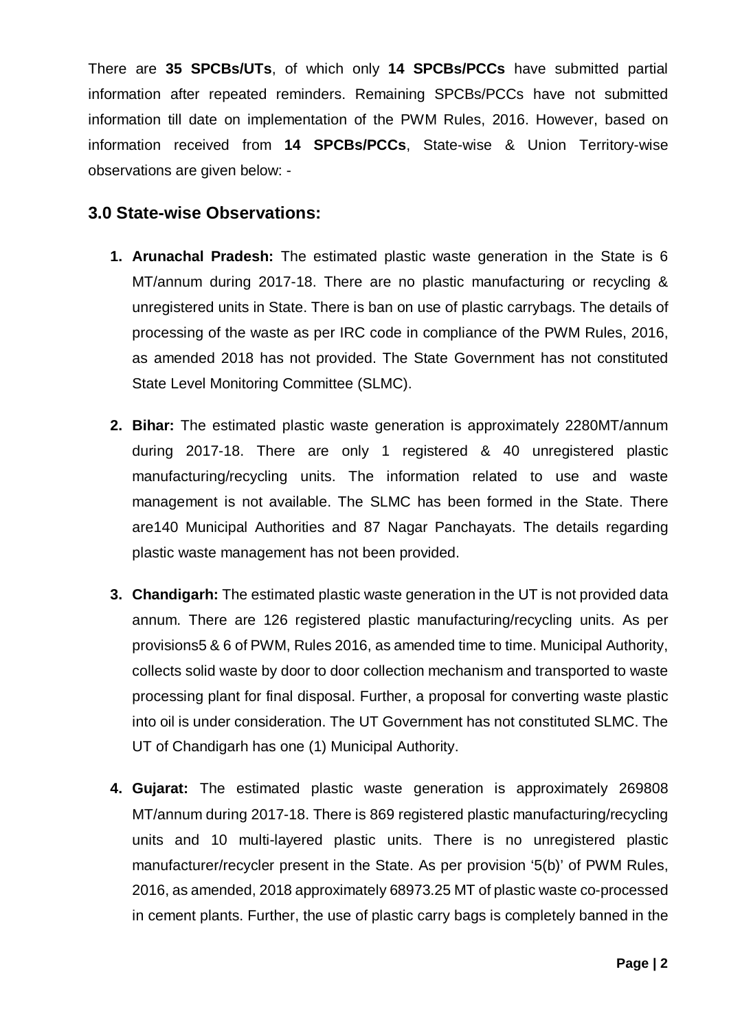There are **35 SPCBs/UTs**, of which only **14 SPCBs/PCCs** have submitted partial information after repeated reminders. Remaining SPCBs/PCCs have not submitted information till date on implementation of the PWM Rules, 2016. However, based on information received from **14 SPCBs/PCCs**, State-wise & Union Territory-wise observations are given below: -

## 3.0 State-wise Observations:

1. **Arunachal Pradesh:** The estimated plastic waste generation in the State is 6 MT/annum during 2017-18. There are no plastic manufacturing or recycling & unregistered units in State. There is ban on use of plastic carrybags. The details of processing of the waste as per IRC code in compliance of the PWM Rules, 2016, as amended 2018 has not provided. The State Government has not constituted State Level Monitoring Committee (SLMC).

2. **Bihar:** The estimated plastic waste generation is approximately 2280MT/annum during 2017-18. There are only 1 registered & 40 unregistered plastic manufacturing/recycling units. The information related to use and waste management is not available. The SLMC has been formed in the State. There are140 Municipal Authorities and 87 Nagar Panchayats. The details regarding plastic waste management has not been provided.

3. **Chandigarh:** The estimated plastic waste generation in the UT is not provided data annum. There are 126 registered plastic manufacturing/recycling units. As per provisions5 & 6 of PWM, Rules 2016, as amended time to time. Municipal Authority, collects solid waste by door to door collection mechanism and transported to waste processing plant for final disposal. Further, a proposal for converting waste plastic into oil is under consideration. The UT Government has not constituted SLMC. The UT of Chandigarh has one (1) Municipal Authority.

4. **Gujarat:** The estimated plastic waste generation is approximately 269808 MT/annum during 2017-18. There is 869 registered plastic manufacturing/recycling units and 10 multi-layered plastic units. There is no unregistered plastic manufacturer/recycler present in the State. As per provision '5(b)' of PWM Rules, 2016, as amended, 2018 approximately 68973.25 MT of plastic waste co-processed in cement plants. Further, the use of plastic carry bags is completely banned in the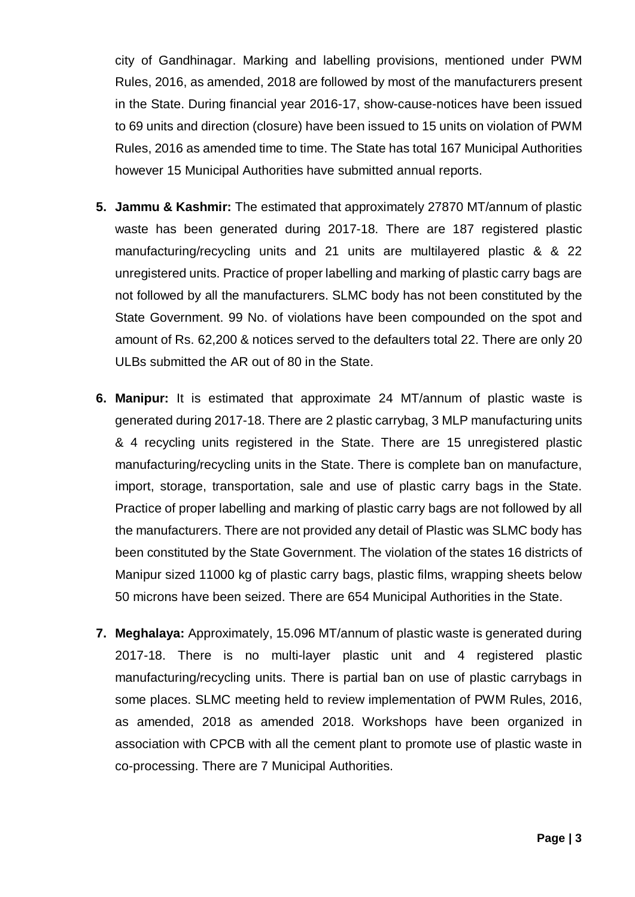city of Gandhinagar. Marking and labelling provisions, mentioned under PWM Rules, 2016, as amended, 2018 are followed by most of the manufacturers present in the State. During financial year 2016-17, show-cause-notices have been issued to 69 units and direction (closure) have been issued to 15 units on violation of PWM Rules, 2016 as amended time to time. The State has total 167 Municipal Authorities however 15 Municipal Authorities have submitted annual reports.

5. **Jammu & Kashmir:** The estimated that approximately 27870 MT/annum of plastic waste has been generated during 2017-18. There are 187 registered plastic manufacturing/recycling units and 21 units are multilayered plastic & & 22 unregistered units. Practice of proper labelling and marking of plastic carry bags are not followed by all the manufacturers. SLMC body has not been constituted by the State Government. 99 No. of violations have been compounded on the spot and amount of Rs. 62,200 & notices served to the defaulters total 22. There are only 20 ULBs submitted the AR out of 80 in the State.

6. **Manipur:** It is estimated that approximate 24 MT/annum of plastic waste is generated during 2017-18. There are 2 plastic carrybag, 3 MLP manufacturing units & 4 recycling units registered in the State. There are 15 unregistered plastic manufacturing/recycling units in the State. There is complete ban on manufacture, import, storage, transportation, sale and use of plastic carry bags in the State. Practice of proper labelling and marking of plastic carry bags are not followed by all the manufacturers. There are not provided any detail of Plastic was SLMC body has been constituted by the State Government. The violation of the states 16 districts of Manipur sized 11000 kg of plastic carry bags, plastic films, wrapping sheets below 50 microns have been seized. There are 654 Municipal Authorities in the State.

7. **Meghalaya:** Approximately, 15.096 MT/annum of plastic waste is generated during 2017-18. There is no multi-layer plastic unit and 4 registered plastic manufacturing/recycling units. There is partial ban on use of plastic carrybags in some places. SLMC meeting held to review implementation of PWM Rules, 2016, as amended, 2018 as amended 2018. Workshops have been organized in association with CPCB with all the cement plant to promote use of plastic waste in co-processing. There are 7 Municipal Authorities.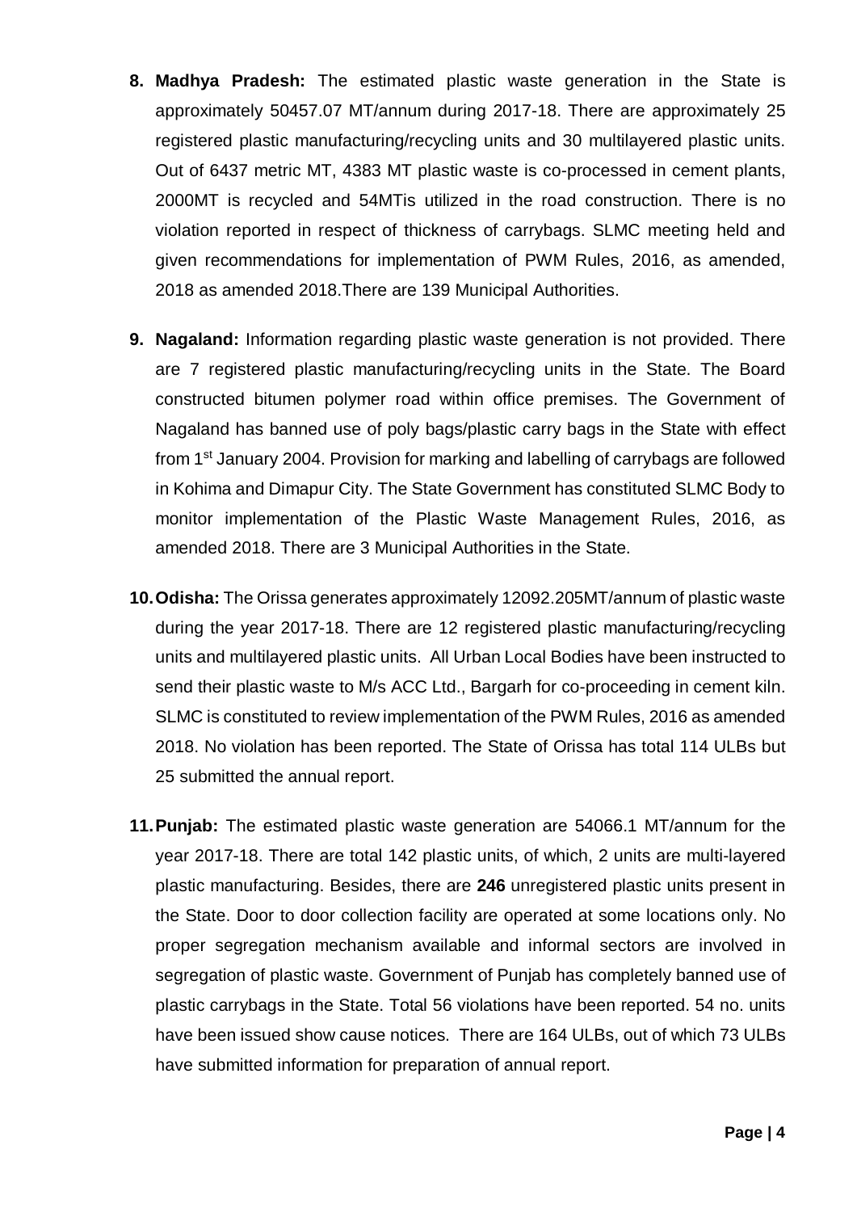8. **Madhya Pradesh:** The estimated plastic waste generation in the State is approximately 50457.07 MT/annum during 2017-18. There are approximately 25 registered plastic manufacturing/recycling units and 30 multilayered plastic units. Out of 6437 metric MT, 4383 MT plastic waste is co-processed in cement plants, 2000MT is recycled and 54MTis utilized in the road construction. There is no violation reported in respect of thickness of carrybags. SLMC meeting held and given recommendations for implementation of PWM Rules, 2016, as amended, 2018 as amended 2018.There are 139 Municipal Authorities.

9. **Nagaland:** Information regarding plastic waste generation is not provided. There are 7 registered plastic manufacturing/recycling units in the State. The Board constructed bitumen polymer road within office premises. The Government of Nagaland has banned use of poly bags/plastic carry bags in the State with effect from 1st January 2004. Provision for marking and labelling of carrybags are followed in Kohima and Dimapur City. The State Government has constituted SLMC Body to monitor implementation of the Plastic Waste Management Rules, 2016, as amended 2018. There are 3 Municipal Authorities in the State.

10. **Odisha:** The Orissa generates approximately 12092.205MT/annum of plastic waste during the year 2017-18. There are 12 registered plastic manufacturing/recycling units and multilayered plastic units. All Urban Local Bodies have been instructed to send their plastic waste to M/s ACC Ltd., Bargarh for co-proceeding in cement kiln. SLMC is constituted to review implementation of the PWM Rules, 2016 as amended 2018. No violation has been reported. The State of Orissa has total 114 ULBs but 25 submitted the annual report.

11. **Punjab:** The estimated plastic waste generation are 54066.1 MT/annum for the year 2017-18. There are total 142 plastic units, of which, 2 units are multi-layered plastic manufacturing. Besides, there are **246** unregistered plastic units present in the State. Door to door collection facility are operated at some locations only. No proper segregation mechanism available and informal sectors are involved in segregation of plastic waste. Government of Punjab has completely banned use of plastic carrybags in the State. Total 56 violations have been reported. 54 no. units have been issued show cause notices. There are 164 ULBs, out of which 73 ULBs have submitted information for preparation of annual report.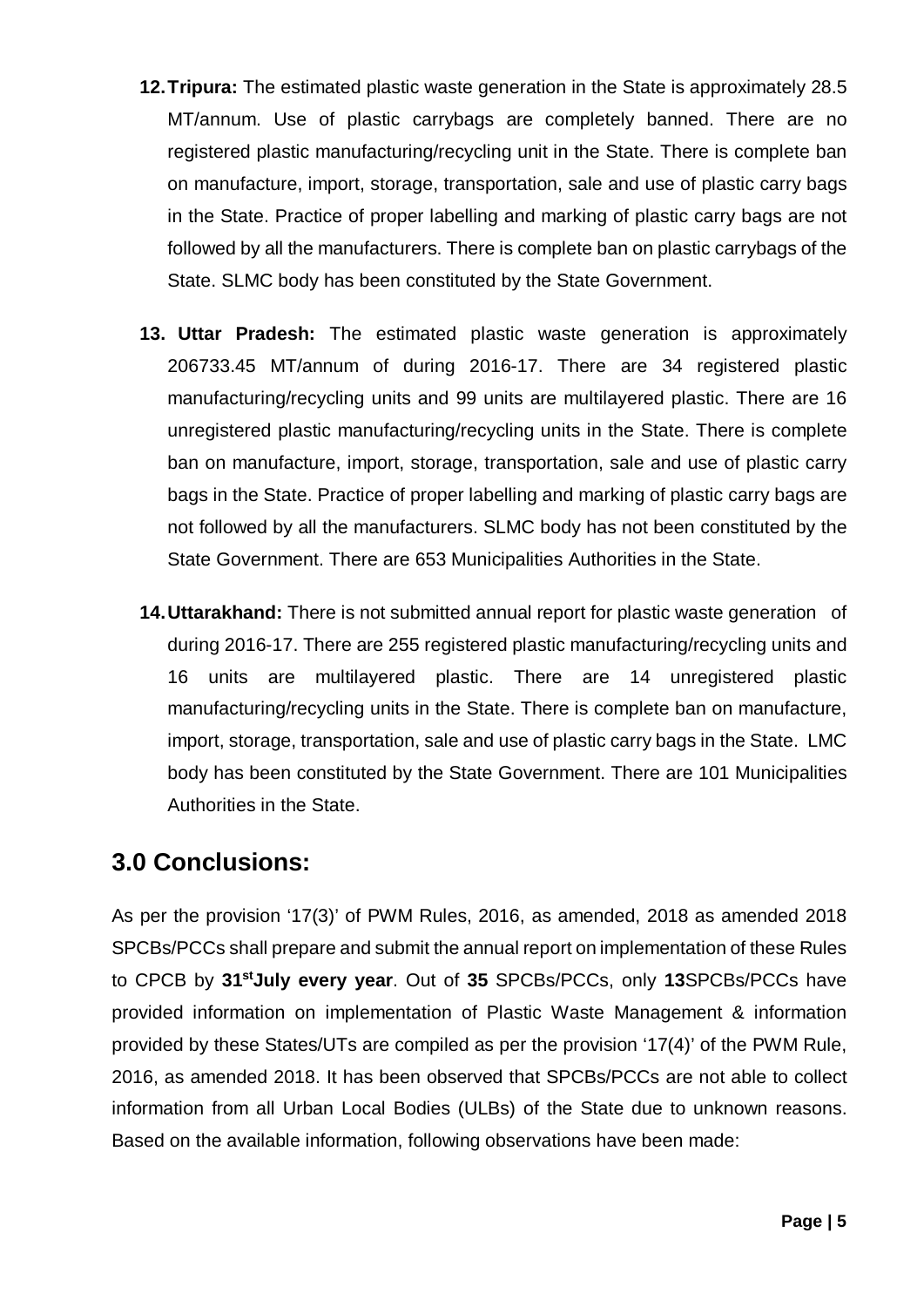12. **Tripura:** The estimated plastic waste generation in the State is approximately 28.5 MT/annum. Use of plastic carrybags are completely banned. There are no registered plastic manufacturing/recycling unit in the State. There is complete ban on manufacture, import, storage, transportation, sale and use of plastic carry bags in the State. Practice of proper labelling and marking of plastic carry bags are not followed by all the manufacturers. There is complete ban on plastic carrybags of the State. SLMC body has been constituted by the State Government.

13. **Uttar Pradesh:** The estimated plastic waste generation is approximately 206733.45 MT/annum of during 2016-17. There are 34 registered plastic manufacturing/recycling units and 99 units are multilayered plastic. There are 16 unregistered plastic manufacturing/recycling units in the State. There is complete ban on manufacture, import, storage, transportation, sale and use of plastic carry bags in the State. Practice of proper labelling and marking of plastic carry bags are not followed by all the manufacturers. SLMC body has not been constituted by the State Government. There are 653 Municipalities Authorities in the State.

14. **Uttarakhand:** There is not submitted annual report for plastic waste generation of during 2016-17. There are 255 registered plastic manufacturing/recycling units and 16 units are multilayered plastic. There are 14 unregistered plastic manufacturing/recycling units in the State. There is complete ban on manufacture, import, storage, transportation, sale and use of plastic carry bags in the State. LMC body has been constituted by the State Government. There are 101 Municipalities Authorities in the State.

## 3.0 Conclusions:

As per the provision '17(3)' of PWM Rules, 2016, as amended, 2018 as amended 2018 SPCBs/PCCs shall prepare and submit the annual report on implementation of these Rules to CPCB by **31st July every year**. Out of **35** SPCBs/PCCs, only **13** SPCBs/PCCs have provided information on implementation of Plastic Waste Management & information provided by these States/UTs are compiled as per the provision '17(4)' of the PWM Rule, 2016, as amended 2018. It has been observed that SPCBs/PCCs are not able to collect information from all Urban Local Bodies (ULBs) of the State due to unknown reasons. Based on the available information, following observations have been made: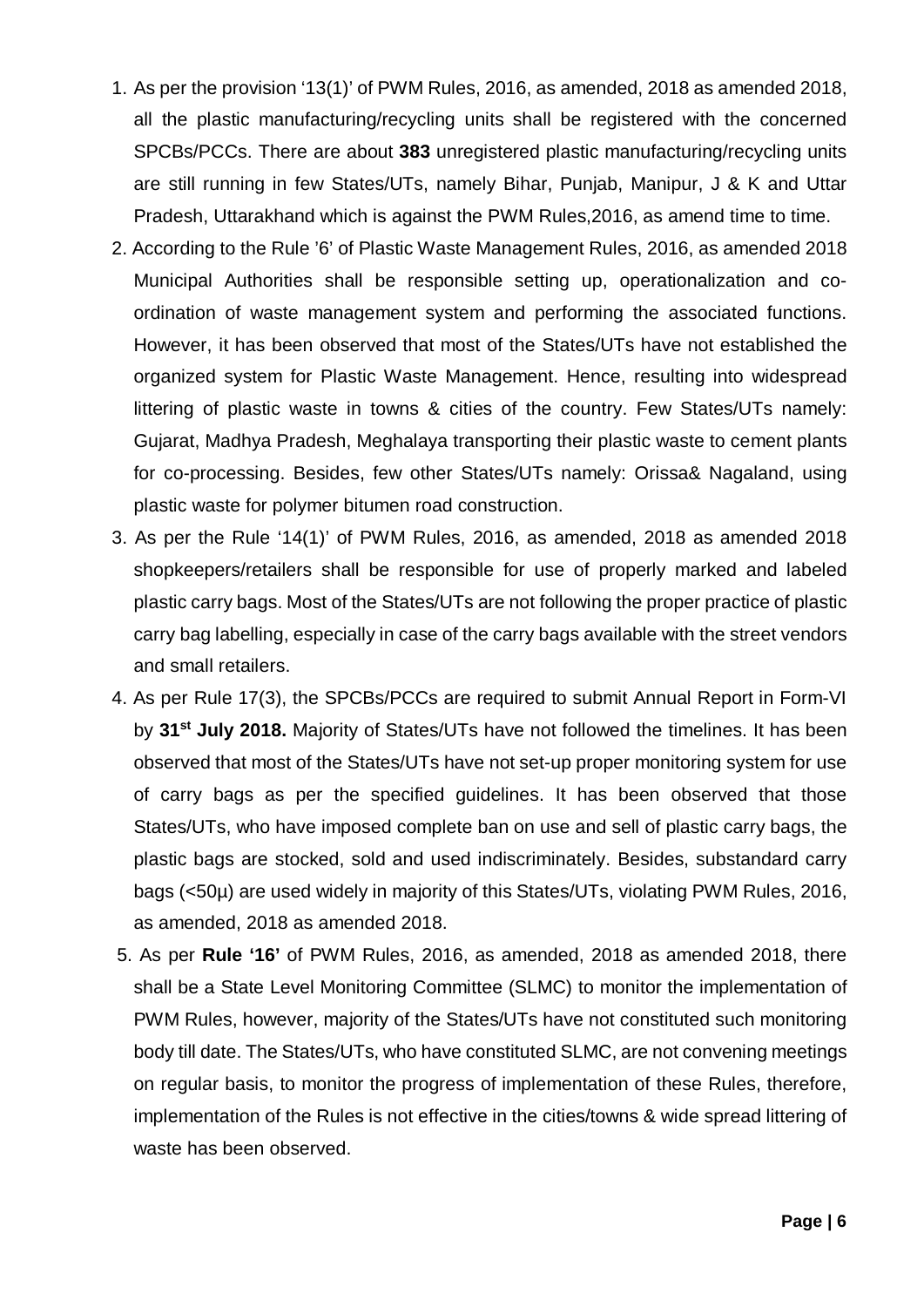1. As per the provision '13(1)' of PWM Rules, 2016, as amended, 2018 as amended 2018, all the plastic manufacturing/recycling units shall be registered with the concerned SPCBs/PCCs. There are about **383** unregistered plastic manufacturing/recycling units are still running in few States/UTs, namely Bihar, Punjab, Manipur, J & K and Uttar Pradesh, Uttarakhand which is against the PWM Rules,2016, as amend time to time.
2. According to the Rule '6' of Plastic Waste Management Rules, 2016, as amended 2018 Municipal Authorities shall be responsible setting up, operationalization and co-ordination of waste management system and performing the associated functions. However, it has been observed that most of the States/UTs have not established the organized system for Plastic Waste Management. Hence, resulting into widespread littering of plastic waste in towns & cities of the country. Few States/UTs namely: Gujarat, Madhya Pradesh, Meghalaya transporting their plastic waste to cement plants for co-processing. Besides, few other States/UTs namely: Orissa& Nagaland, using plastic waste for polymer bitumen road construction.
3. As per the Rule '14(1)' of PWM Rules, 2016, as amended, 2018 as amended 2018 shopkeepers/retailers shall be responsible for use of properly marked and labeled plastic carry bags. Most of the States/UTs are not following the proper practice of plastic carry bag labelling, especially in case of the carry bags available with the street vendors and small retailers.
4. As per Rule 17(3), the SPCBs/PCCs are required to submit Annual Report in Form-VI by **31st July 2018.** Majority of States/UTs have not followed the timelines. It has been observed that most of the States/UTs have not set-up proper monitoring system for use of carry bags as per the specified guidelines. It has been observed that those States/UTs, who have imposed complete ban on use and sell of plastic carry bags, the plastic bags are stocked, sold and used indiscriminately. Besides, substandard carry bags (<50µ) are used widely in majority of this States/UTs, violating PWM Rules, 2016, as amended, 2018 as amended 2018.
5. As per **Rule '16'** of PWM Rules, 2016, as amended, 2018 as amended 2018, there shall be a State Level Monitoring Committee (SLMC) to monitor the implementation of PWM Rules, however, majority of the States/UTs have not constituted such monitoring body till date. The States/UTs, who have constituted SLMC, are not convening meetings on regular basis, to monitor the progress of implementation of these Rules, therefore, implementation of the Rules is not effective in the cities/towns & wide spread littering of waste has been observed.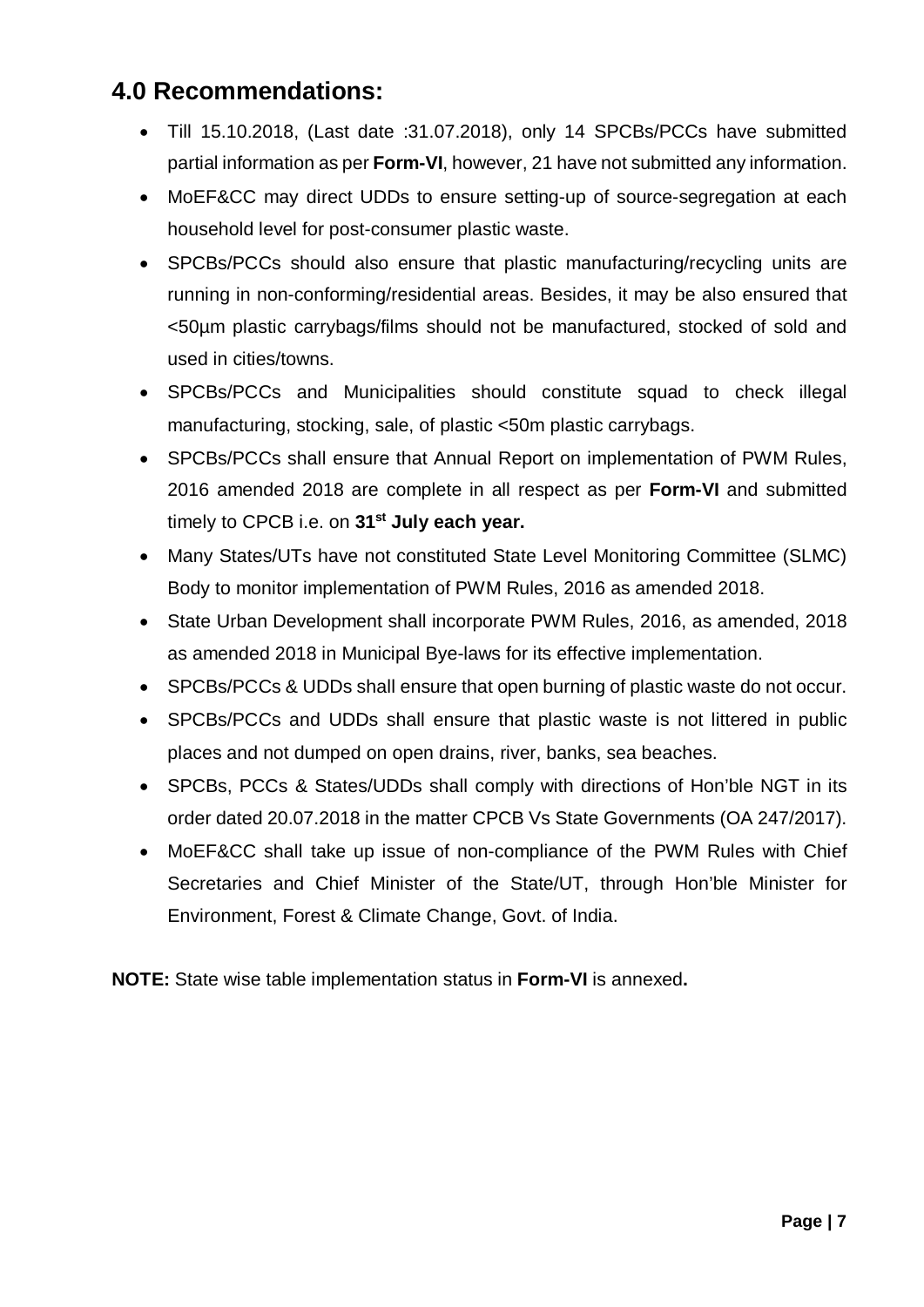## 4.0 Recommendations:

- Till 15.10.2018, (Last date :31.07.2018), only 14 SPCBs/PCCs have submitted partial information as per **Form-VI**, however, 21 have not submitted any information.
- MoEF&CC may direct UDDs to ensure setting-up of source-segregation at each household level for post-consumer plastic waste.
- SPCBs/PCCs should also ensure that plastic manufacturing/recycling units are running in non-conforming/residential areas. Besides, it may be also ensured that <50µm plastic carrybags/films should not be manufactured, stocked of sold and used in cities/towns.
- SPCBs/PCCs and Municipalities should constitute squad to check illegal manufacturing, stocking, sale, of plastic <50m plastic carrybags.
- SPCBs/PCCs shall ensure that Annual Report on implementation of PWM Rules, 2016 amended 2018 are complete in all respect as per **Form-VI** and submitted timely to CPCB i.e. on **31st July each year.**
- Many States/UTs have not constituted State Level Monitoring Committee (SLMC) Body to monitor implementation of PWM Rules, 2016 as amended 2018.
- State Urban Development shall incorporate PWM Rules, 2016, as amended, 2018 as amended 2018 in Municipal Bye-laws for its effective implementation.
- SPCBs/PCCs & UDDs shall ensure that open burning of plastic waste do not occur.
- SPCBs/PCCs and UDDs shall ensure that plastic waste is not littered in public places and not dumped on open drains, river, banks, sea beaches.
- SPCBs, PCCs & States/UDDs shall comply with directions of Hon'ble NGT in its order dated 20.07.2018 in the matter CPCB Vs State Governments (OA 247/2017).
- MoEF&CC shall take up issue of non-compliance of the PWM Rules with Chief Secretaries and Chief Minister of the State/UT, through Hon'ble Minister for Environment, Forest & Climate Change, Govt. of India.

**NOTE:** State wise table implementation status in **Form-VI** is annexed**.**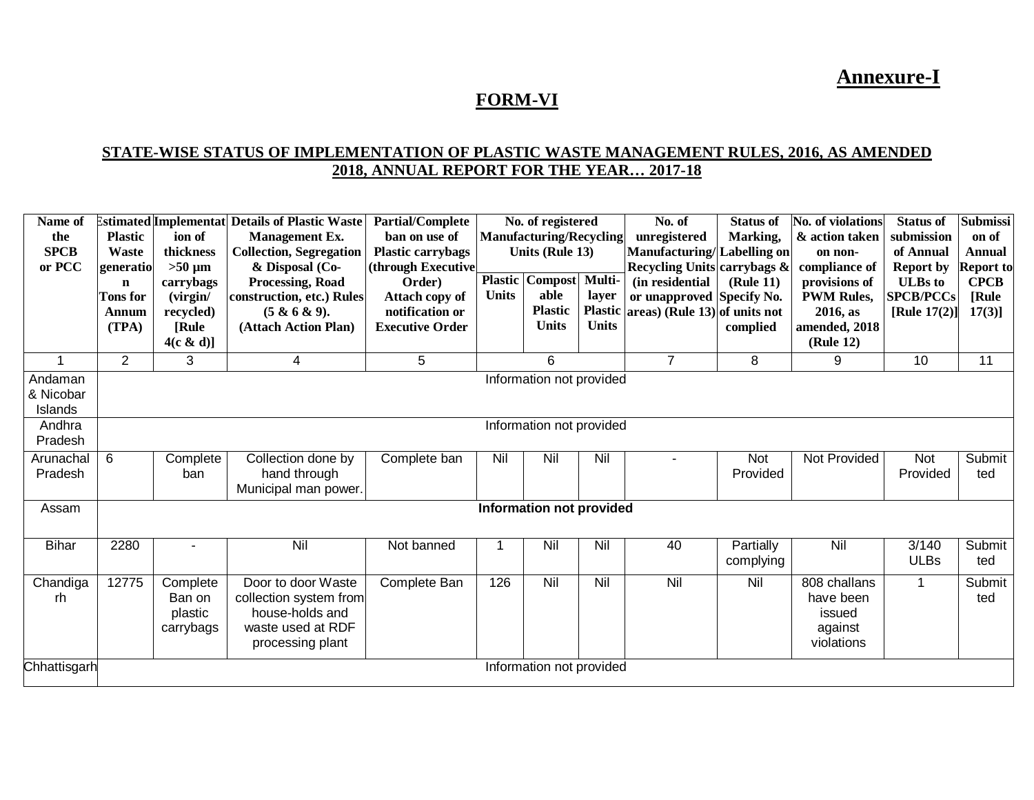**Annexure-I**

## FORM-VI

### STATE-WISE STATUS OF IMPLEMENTATION OF PLASTIC WASTE MANAGEMENT RULES, 2016, AS AMENDED 2018, ANNUAL REPORT FOR THE YEAR… 2017-18

| Name of the SPCB or PCC | Estimated Plastic Waste generation Tons for Annum (TPA) | Implementation of thickness >50 µm carrybags (virgin/ recycled) [Rule 4(c & d)] | Details of Plastic Waste Management Ex. Collection, Segregation & Disposal (Co-Processing, Road construction, etc.) Rules (5 & 6 & 9). (Attach Action Plan) | Partial/Complete ban on use of Plastic carrybags (through Executive Order) Attach copy of notification or Executive Order | No. of registered Manufacturing/Recycling Units (Rule 13) | | | No. of unregistered Manufacturing/ Recycling Units (in residential or unapproved areas) (Rule 13) | Status of Marking, Labelling on carrybags & (Rule 11) Specify No. of units not complied | No. of violations & action taken on non-compliance of provisions of PWM Rules, 2016, as amended, 2018 (Rule 12) | Status of submission of Annual Report by ULBs to SPCB/PCCs [Rule 17(2)] | Submission of Annual Report to CPCB [Rule 17(3)] |
|---|---|---|---|---|---|---|---|---|---|---|---|---|
| | | | | | Plastic Units | Compostable Plastic Units | Multi-layer Plastic Units | | | | | |
| 1 | 2 | 3 | 4 | 5 | 6 | | | 7 | 8 | 9 | 10 | 11 |
| Andaman & Nicobar Islands | Information not provided | | | | | | | | | | | |
| Andhra Pradesh | Information not provided | | | | | | | | | | | |
| Arunachal Pradesh | 6 | Complete ban | Collection done by hand through Municipal man power. | Complete ban | Nil | Nil | Nil | - | Not Provided | Not Provided | Not Provided | Submitted |
| Assam | **Information not provided** | | | | | | | | | | | |
| Bihar | 2280 | - | Nil | Not banned | 1 | Nil | Nil | 40 | Partially complying | Nil | 3/140 ULBs | Submitted |
| Chandigarh | 12775 | Complete Ban on plastic carrybags | Door to door Waste collection system from house-holds and waste used at RDF processing plant | Complete Ban | 126 | Nil | Nil | Nil | Nil | 808 challans have been issued against violations | 1 | Submitted |
| Chhattisgarh | Information not provided | | | | | | | | | | | |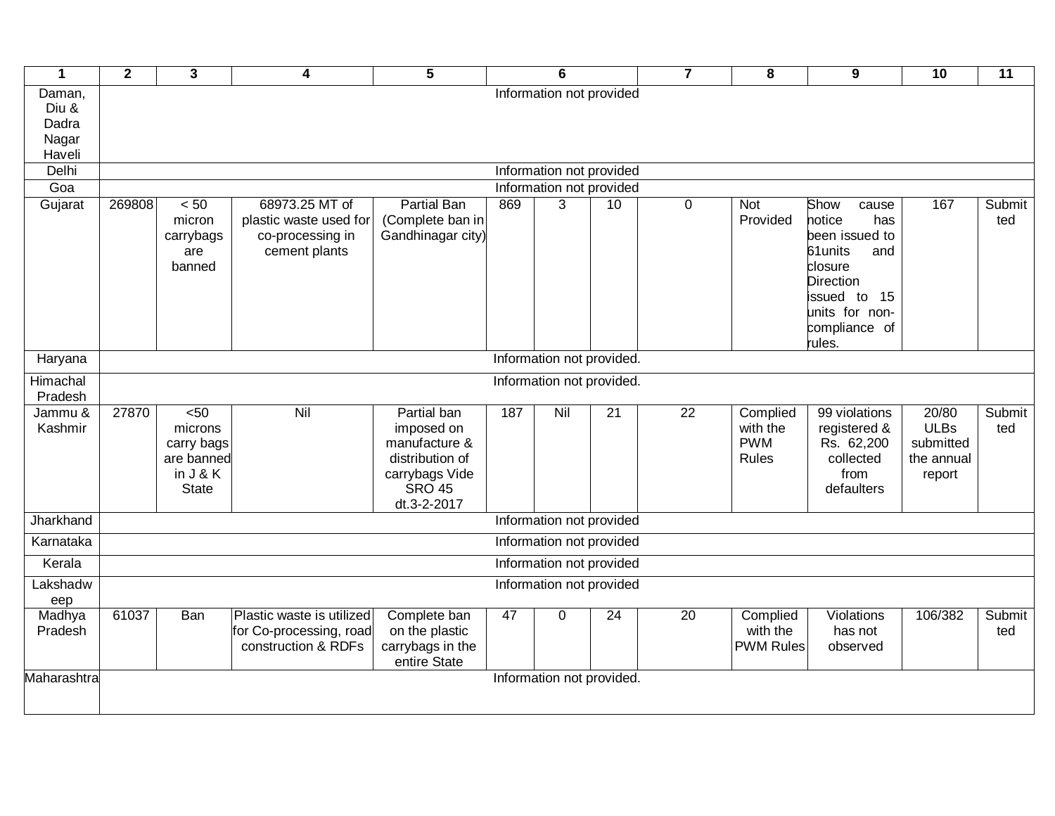| 1 | 2 | 3 | 4 | 5 | 6 | | | 7 | 8 | 9 | 10 | 11 |
|---|---|---|---|---|---|---|---|---|---|---|---|---|
| Daman, Diu & Dadra Nagar Haveli | Information not provided | | | | | | | | | | | |
| Delhi | Information not provided | | | | | | | | | | | |
| Goa | Information not provided | | | | | | | | | | | |
| Gujarat | 269808 | < 50 micron carrybags are banned | 68973.25 MT of plastic waste used for co-processing in cement plants | Partial Ban (Complete ban in Gandhinagar city) | 869 | 3 | 10 | 0 | Not Provided | Show cause notice has been issued to 61units and closure Direction issued to 15 units for non-compliance of rules. | 167 | Submitted |
| Haryana | Information not provided. | | | | | | | | | | | |
| Himachal Pradesh | Information not provided. | | | | | | | | | | | |
| Jammu & Kashmir | 27870 | <50 microns carry bags are banned in J & K State | Nil | Partial ban imposed on manufacture & distribution of carrybags Vide SRO 45 dt.3-2-2017 | 187 | Nil | 21 | 22 | Complied with the PWM Rules | 99 violations registered & Rs. 62,200 collected from defaulters | 20/80 ULBs submitted the annual report | Submitted |
| Jharkhand | Information not provided | | | | | | | | | | | |
| Karnataka | Information not provided | | | | | | | | | | | |
| Kerala | Information not provided | | | | | | | | | | | |
| Lakshadweep | Information not provided | | | | | | | | | | | |
| Madhya Pradesh | 61037 | Ban | Plastic waste is utilized for Co-processing, road construction & RDFs | Complete ban on the plastic carrybags in the entire State | 47 | 0 | 24 | 20 | Complied with the PWM Rules | Violations has not observed | 106/382 | Submitted |
| Maharashtra | Information not provided. | | | | | | | | | | | |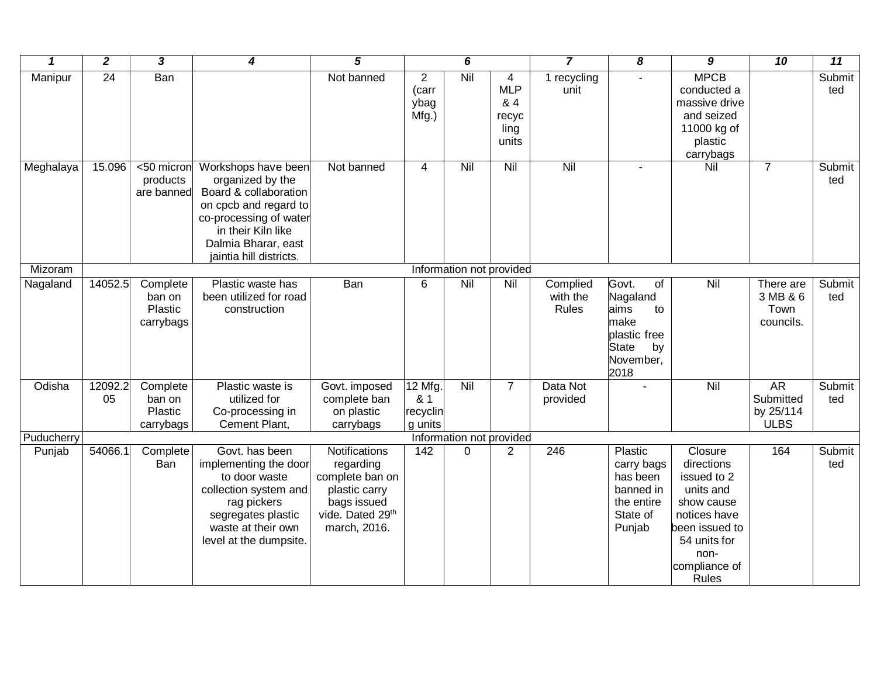| 1 | 2 | 3 | 4 | 5 | 6 | | | 7 | 8 | 9 | 10 | 11 |
|---|---|---|---|---|---|---|---|---|---|---|---|---|
| Manipur | 24 | Ban | | Not banned | 2 (carrybag Mfg.) | Nil | 4 MLP & 4 recycling units | 1 recycling unit | - | MPCB conducted a massive drive and seized 11000 kg of plastic carrybags | | Submitted |
| Meghalaya | 15.096 | <50 micron products are banned | Workshops have been organized by the Board & collaboration on cpcb and regard to co-processing of water in their Kiln like Dalmia Bharar, east jaintia hill districts. | Not banned | 4 | Nil | Nil | Nil | - | Nil | 7 | Submitted |
| Mizoram | Information not provided | | | | | | | | | | | |
| Nagaland | 14052.5 | Complete ban on Plastic carrybags | Plastic waste has been utilized for road construction | Ban | 6 | Nil | Nil | Complied with the Rules | Govt. of Nagaland aims to make plastic free State by November, 2018 | Nil | There are 3 MB & 6 Town councils. | Submitted |
| Odisha | 12092.205 | Complete ban on Plastic carrybags | Plastic waste is utilized for Co-processing in Cement Plant, | Govt. imposed complete ban on plastic carrybags | 12 Mfg. & 1 recycling units | Nil | 7 | Data Not provided | - | Nil | AR Submitted by 25/114 ULBS | Submitted |
| Puducherry | Information not provided | | | | | | | | | | | |
| Punjab | 54066.1 | Complete Ban | Govt. has been implementing the door to door waste collection system and rag pickers segregates plastic waste at their own level at the dumpsite. | Notifications regarding complete ban on plastic carry bags issued vide. Dated 29th march, 2016. | 142 | 0 | 2 | 246 | Plastic carry bags has been banned in the entire State of Punjab | Closure directions issued to 2 units and show cause notices have been issued to 54 units for non-compliance of Rules | 164 | Submitted |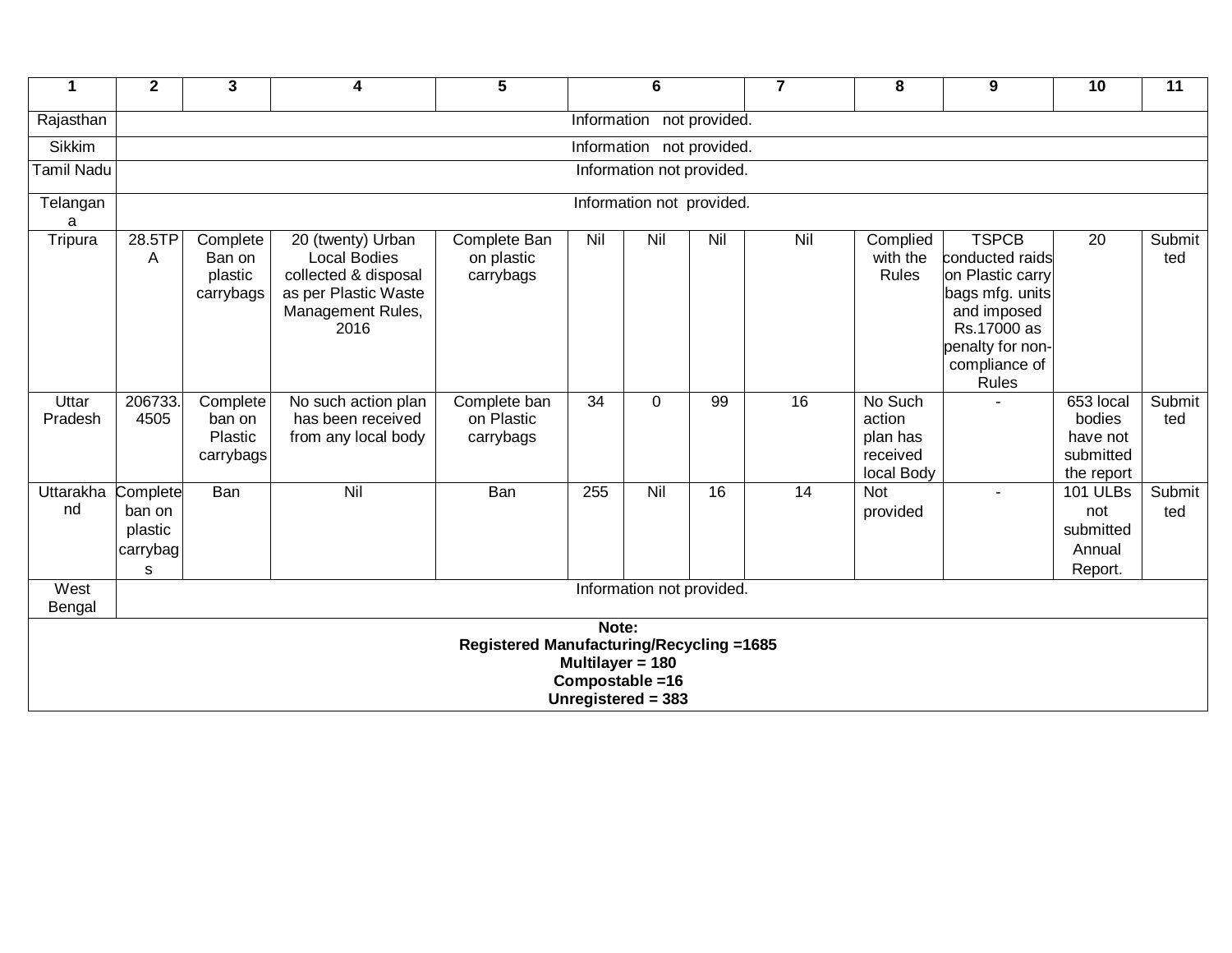| 1 | 2 | 3 | 4 | 5 | 6 | | | 7 | 8 | 9 | 10 | 11 |
|---|---|---|---|---|---|---|---|---|---|---|---|---|
| Rajasthan | Information not provided. | | | | | | | | | | | |
| Sikkim | Information not provided. | | | | | | | | | | | |
| Tamil Nadu | Information not provided. | | | | | | | | | | | |
| Telangana | Information not provided. | | | | | | | | | | | |
| Tripura | 28.5TPA | Complete Ban on plastic carrybags | 20 (twenty) Urban Local Bodies collected & disposal as per Plastic Waste Management Rules, 2016 | Complete Ban on plastic carrybags | Nil | Nil | Nil | Nil | Complied with the Rules | TSPCB conducted raids on Plastic carry bags mfg. units and imposed Rs.17000 as penalty for non-compliance of Rules | 20 | Submitted |
| Uttar Pradesh | 206733.4505 | Complete ban on Plastic carrybags | No such action plan has been received from any local body | Complete ban on Plastic carrybags | 34 | 0 | 99 | 16 | No Such action plan has received local Body | - | 653 local bodies have not submitted the report | Submitted |
| Uttarakhand | Complete ban on plastic carrybags | Ban | Nil | Ban | 255 | Nil | 16 | 14 | Not provided | - | 101 ULBs not submitted Annual Report. | Submitted |
| West Bengal | Information not provided. | | | | | | | | | | | |

**Note:**
**Registered Manufacturing/Recycling =1685**
**Multilayer = 180**
**Compostable =16**
**Unregistered = 383**